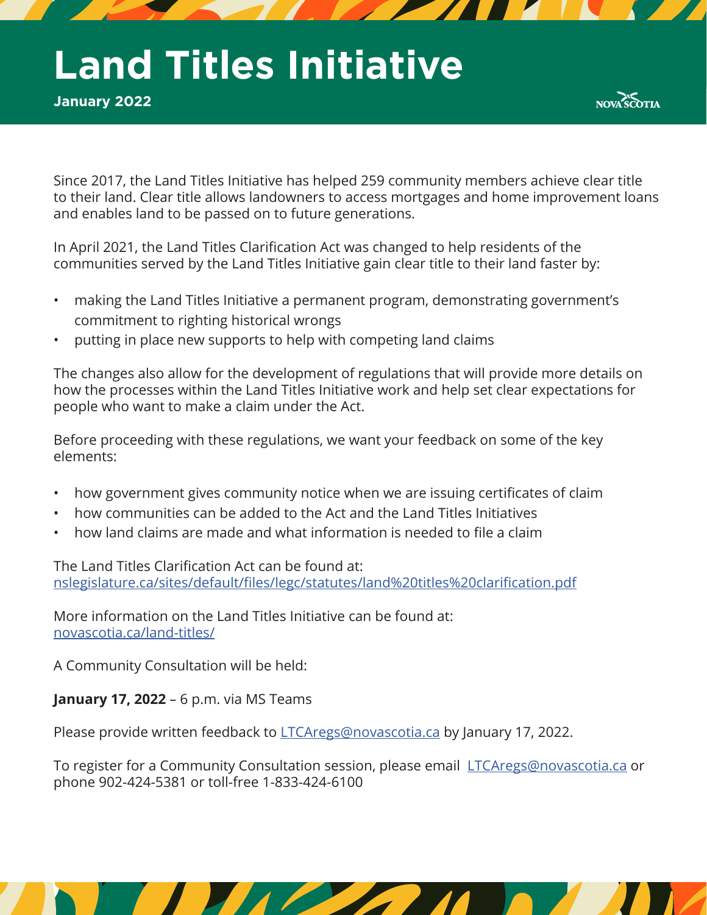# Land Titles Initiative

**January 2022**

NOVA SCOTIA

Since 2017, the Land Titles Initiative has helped 259 community members achieve clear title to their land. Clear title allows landowners to access mortgages and home improvement loans and enables land to be passed on to future generations.

In April 2021, the Land Titles Clarification Act was changed to help residents of the communities served by the Land Titles Initiative gain clear title to their land faster by:

- making the Land Titles Initiative a permanent program, demonstrating government's commitment to righting historical wrongs
- putting in place new supports to help with competing land claims

The changes also allow for the development of regulations that will provide more details on how the processes within the Land Titles Initiative work and help set clear expectations for people who want to make a claim under the Act.

Before proceeding with these regulations, we want your feedback on some of the key elements:

- how government gives community notice when we are issuing certificates of claim
- how communities can be added to the Act and the Land Titles Initiatives
- how land claims are made and what information is needed to file a claim

The Land Titles Clarification Act can be found at:
[nslegislature.ca/sites/default/files/legc/statutes/land%20titles%20clarification.pdf](https://nslegislature.ca/sites/default/files/legc/statutes/land%20titles%20clarification.pdf)

More information on the Land Titles Initiative can be found at:
[novascotia.ca/land-titles/](https://novascotia.ca/land-titles/)

A Community Consultation will be held:

**January 17, 2022** – 6 p.m. via MS Teams

Please provide written feedback to [LTCAregs@novascotia.ca](mailto:LTCAregs@novascotia.ca) by January 17, 2022.

To register for a Community Consultation session, please email [LTCAregs@novascotia.ca](mailto:LTCAregs@novascotia.ca) or phone 902-424-5381 or toll-free 1-833-424-6100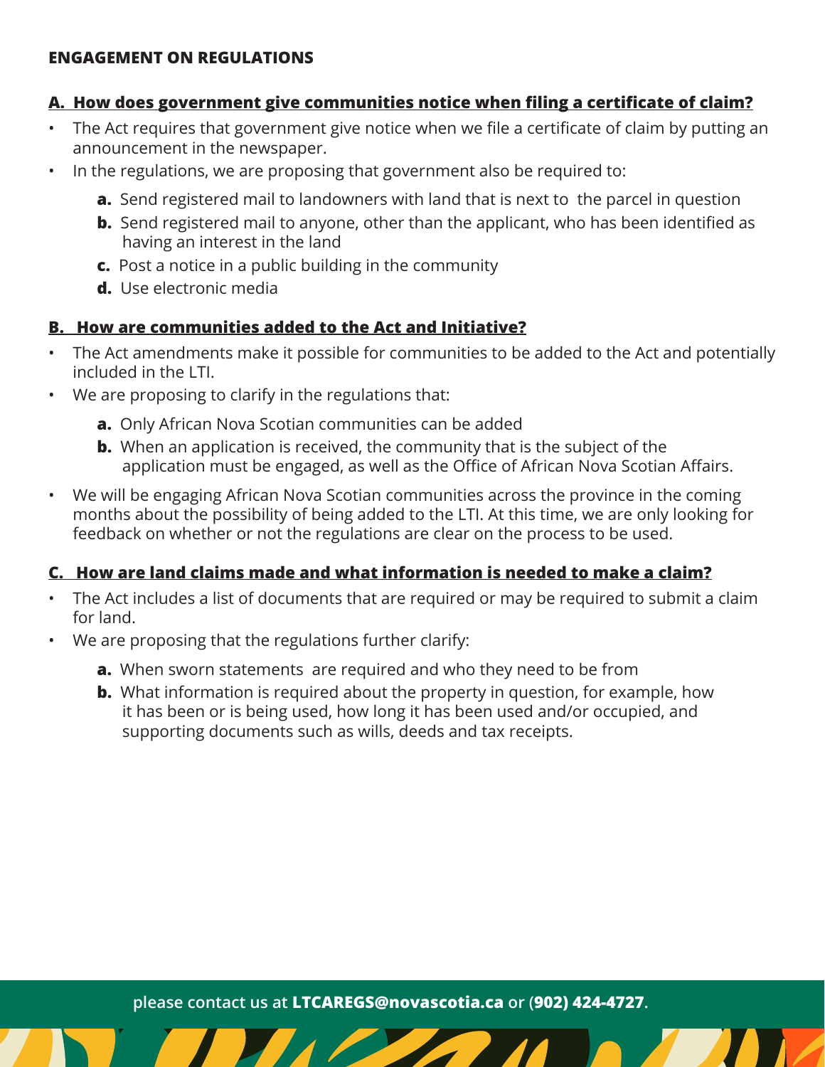## ENGAGEMENT ON REGULATIONS

### A. How does government give communities notice when filing a certificate of claim?

- The Act requires that government give notice when we file a certificate of claim by putting an announcement in the newspaper.
- In the regulations, we are proposing that government also be required to:
  - **a.** Send registered mail to landowners with land that is next to the parcel in question
  - **b.** Send registered mail to anyone, other than the applicant, who has been identified as having an interest in the land
  - **c.** Post a notice in a public building in the community
  - **d.** Use electronic media

### B. How are communities added to the Act and Initiative?

- The Act amendments make it possible for communities to be added to the Act and potentially included in the LTI.
- We are proposing to clarify in the regulations that:
  - **a.** Only African Nova Scotian communities can be added
  - **b.** When an application is received, the community that is the subject of the application must be engaged, as well as the Office of African Nova Scotian Affairs.
- We will be engaging African Nova Scotian communities across the province in the coming months about the possibility of being added to the LTI. At this time, we are only looking for feedback on whether or not the regulations are clear on the process to be used.

### C. How are land claims made and what information is needed to make a claim?

- The Act includes a list of documents that are required or may be required to submit a claim for land.
- We are proposing that the regulations further clarify:
  - **a.** When sworn statements are required and who they need to be from
  - **b.** What information is required about the property in question, for example, how it has been or is being used, how long it has been used and/or occupied, and supporting documents such as wills, deeds and tax receipts.

please contact us at **LTCAREGS@novascotia.ca** or (**902) 424-4727**.